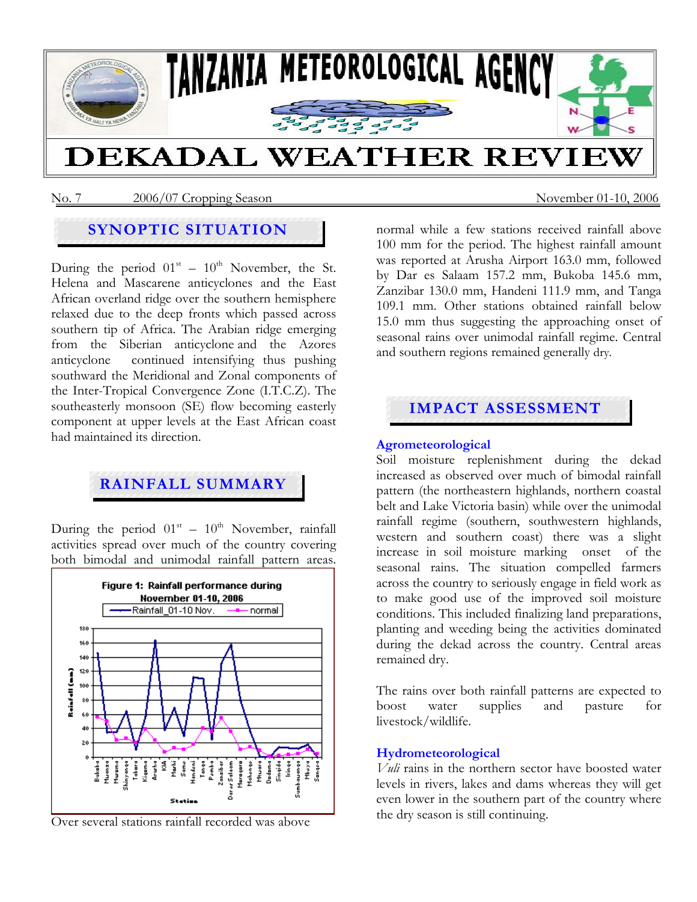# TANZANIA METEOROLOGICAL AGENCY

# DEKADAL WEATHER REVIEW

No. 7 2006/07 Cropping Season November 01-10, 2006

## SYNOPTIC SITUATION

During the period 01st – 10th November, the St. Helena and Mascarene anticyclones and the East African overland ridge over the southern hemisphere relaxed due to the deep fronts which passed across southern tip of Africa. The Arabian ridge emerging from the Siberian anticyclone and the Azores anticyclone continued intensifying thus pushing southward the Meridional and Zonal components of the Inter-Tropical Convergence Zone (I.T.C.Z). The southeasterly monsoon (SE) flow becoming easterly component at upper levels at the East African coast had maintained its direction.

## RAINFALL SUMMARY

During the period 01st – 10th November, rainfall activities spread over much of the country covering both bimodal and unimodal rainfall pattern areas.

Figure 1: Rainfall performance during November 01-10, 2006

Over several stations rainfall recorded was above normal while a few stations received rainfall above 100 mm for the period. The highest rainfall amount was reported at Arusha Airport 163.0 mm, followed by Dar es Salaam 157.2 mm, Bukoba 145.6 mm, Zanzibar 130.0 mm, Handeni 111.9 mm, and Tanga 109.1 mm. Other stations obtained rainfall below 15.0 mm thus suggesting the approaching onset of seasonal rains over unimodal rainfall regime. Central and southern regions remained generally dry.

## IMPACT ASSESSMENT

### Agrometeorological

Soil moisture replenishment during the dekad increased as observed over much of bimodal rainfall pattern (the northeastern highlands, northern coastal belt and Lake Victoria basin) while over the unimodal rainfall regime (southern, southwestern highlands, western and southern coast) there was a slight increase in soil moisture marking onset of the seasonal rains. The situation compelled farmers across the country to seriously engage in field work as to make good use of the improved soil moisture conditions. This included finalizing land preparations, planting and weeding being the activities dominated during the dekad across the country. Central areas remained dry.

The rains over both rainfall patterns are expected to boost water supplies and pasture for livestock/wildlife.

### Hydrometeorological

*Vuli* rains in the northern sector have boosted water levels in rivers, lakes and dams whereas they will get even lower in the southern part of the country where the dry season is still continuing.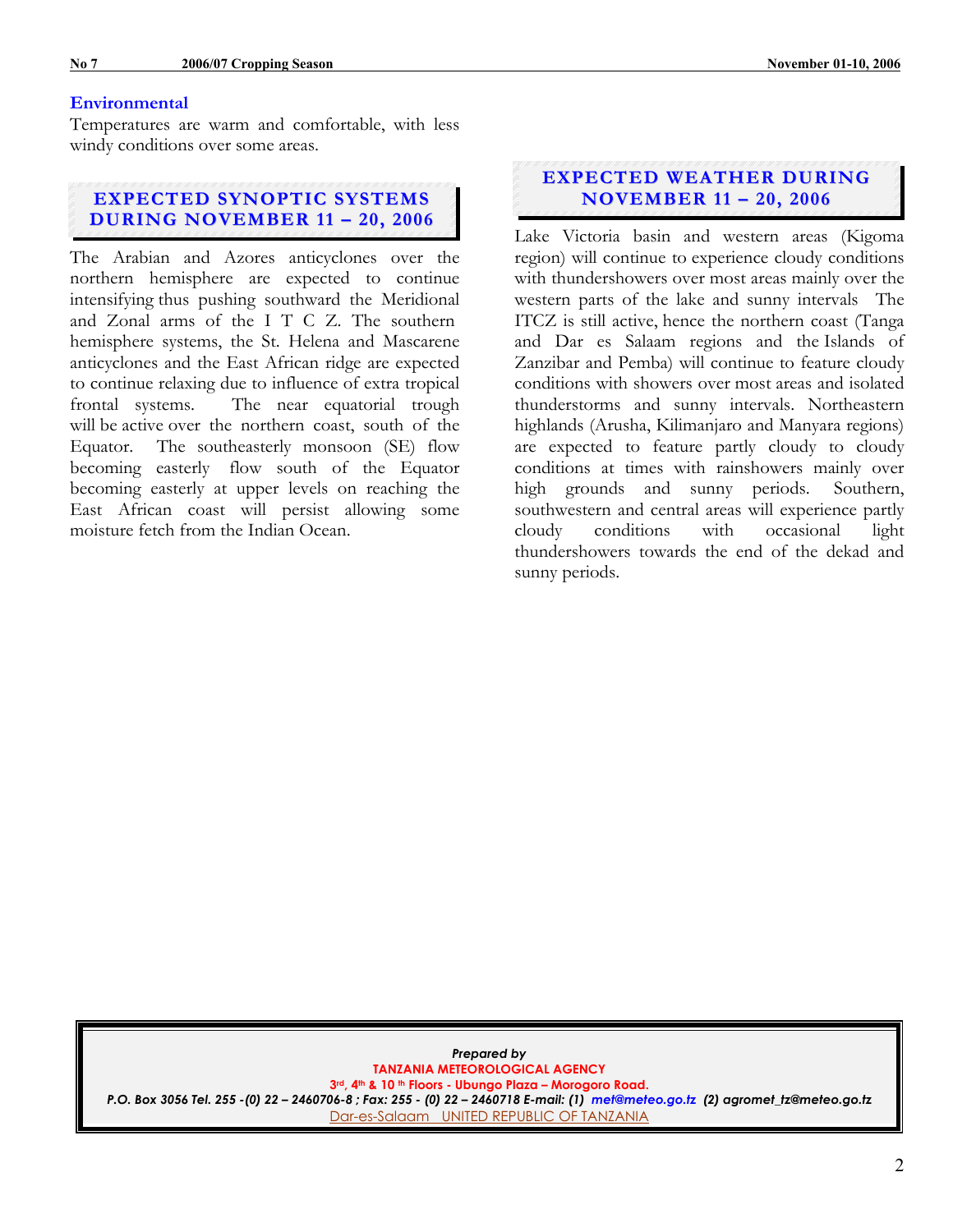## Environmental

Temperatures are warm and comfortable, with less windy conditions over some areas.

## EXPECTED SYNOPTIC SYSTEMS DURING NOVEMBER 11 – 20, 2006

The Arabian and Azores anticyclones over the northern hemisphere are expected to continue intensifying thus pushing southward the Meridional and Zonal arms of the I T C Z. The southern hemisphere systems, the St. Helena and Mascarene anticyclones and the East African ridge are expected to continue relaxing due to influence of extra tropical frontal systems. The near equatorial trough will be active over the northern coast, south of the Equator. The southeasterly monsoon (SE) flow becoming easterly flow south of the Equator becoming easterly at upper levels on reaching the East African coast will persist allowing some moisture fetch from the Indian Ocean.

## EXPECTED WEATHER DURING NOVEMBER 11 – 20, 2006

Lake Victoria basin and western areas (Kigoma region) will continue to experience cloudy conditions with thundershowers over most areas mainly over the western parts of the lake and sunny intervals The ITCZ is still active, hence the northern coast (Tanga and Dar es Salaam regions and the Islands of Zanzibar and Pemba) will continue to feature cloudy conditions with showers over most areas and isolated thunderstorms and sunny intervals. Northeastern highlands (Arusha, Kilimanjaro and Manyara regions) are expected to feature partly cloudy to cloudy conditions at times with rainshowers mainly over high grounds and sunny periods. Southern, southwestern and central areas will experience partly cloudy conditions with occasional light thundershowers towards the end of the dekad and sunny periods.

*Prepared by*
**TANZANIA METEOROLOGICAL AGENCY**
**3rd, 4th & 10th Floors - Ubungo Plaza – Morogoro Road.**
*P.O. Box 3056 Tel. 255 -(0) 22 – 2460706-8 ; Fax: 255 - (0) 22 – 2460718 E-mail: (1) met@meteo.go.tz (2) agromet_tz@meteo.go.tz*
Dar-es-Salaam UNITED REPUBLIC OF TANZANIA